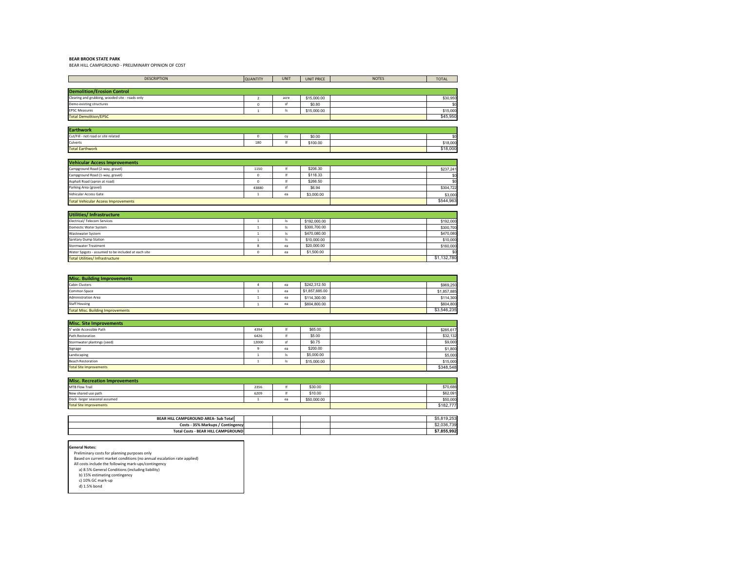**BEAR BROOK STATE PARK**

BEAR HILL CAMPGROUND - PRELIMINARY OPINION OF COST

| DESCRIPTION | QUANTITY | UNIT | UNIT PRICE | NOTES | TOTAL |
|---|---|---|---|---|---|
| **Demolition/Erosion Control** | | | | | |
| Clearing and grubbing, wooded site - roads only | 2 | acre | $15,000.00 | | $30,950 |
| Demo existing structures | 0 | sf | $0.80 | | $0 |
| EPSC Measures | 1 | ls | $15,000.00 | | $15,000 |
| Total Demolition/EPSC | | | | | $45,950 |
| **Earthwork** | | | | | |
| Cut/Fill - not road or site related | 0 | cy | $0.00 | | $0 |
| Culverts | 180 | lf | $100.00 | | $18,000 |
| Total Earthwork | | | | | $18,000 |
| **Vehicular Access Improvements** | | | | | |
| Campground Road (2-way, gravel) | 1150 | lf | $206.30 | | $237,241 |
| Campground Road (1-way, gravel) | 0 | lf | $118.33 | | $0 |
| Asphalt Road (apron at road) | 0 | lf | $266.50 | | $0 |
| Parking Area (gravel) | 43880 | sf | $6.94 | | $304,722 |
| Vehicular Access Gate | 1 | ea | $3,000.00 | | $3,000 |
| Total Vehicular Access Improvements | | | | | $544,963 |
| **Utilities/ Infrastructure** | | | | | |
| Electrical/ Telecom Services | 1 | ls | $192,000.00 | | $192,000 |
| Domestic Water System | 1 | ls | $300,700.00 | | $300,700 |
| Wastewater System | 1 | ls | $470,080.00 | | $470,080 |
| Sanitary Dump Station | 1 | ls | $10,000.00 | | $10,000 |
| Stormwater Treatment | 8 | ea | $20,000.00 | | $160,000 |
| Water Spigots - assumed to be included at each site | 0 | ea | $1,500.00 | | $0 |
| Total Utilities/ Infrastructure | | | | | $1,132,780 |
| **Misc. Building Improvements** | | | | | |
| Cabin Clusters | 4 | ea | $242,312.50 | | $969,250 |
| Common Space | 1 | ea | $1,857,885.00 | | $1,857,885 |
| Administration Area | 1 | ea | $114,300.00 | | $114,300 |
| Staff Housing | 1 | ea | $604,800.00 | | $604,800 |
| Total Misc. Building Improvements | | | | | $3,546,235 |
| **Misc. Site Improvements** | | | | | |
| 5' wide Accessible Path | 4394 | lf | $65.00 | | $285,617 |
| Path Restoration | 6426 | lf | $5.00 | | $32,132 |
| Stormwater plantings (seed) | 12000 | sf | $0.75 | | $9,000 |
| Signage | 9 | ea | $200.00 | | $1,800 |
| Landscaping | 1 | ls | $5,000.00 | | $5,000 |
| Beach Restoration | 1 | ls | $15,000.00 | | $15,000 |
| Total Site Improvements | | | | | $348,548 |
| **Misc. Recreation Improvements** | | | | | |
| MTB Flow Trail | 2356 | lf | $30.00 | | $70,686 |
| New shared use path | 6209 | lf | $10.00 | | $62,091 |
| Dock -larger seasonal assumed | 1 | ea | $50,000.00 | | $50,000 |
| Total Site Improvements | | | | | $182,777 |
| **BEAR HILL CAMPGROUND AREA- Sub Total** | | | | | $5,819,253 |
| **Costs - 35% Markups / Contingency** | | | | | $2,036,739 |
| **Total Costs - BEAR HILL CAMPGROUND** | | | | | **$7,855,992** |

**General Notes:**

Preliminary costs for planning purposes only

Based on current market conditions (no annual escalation rate applied)

All costs include the following mark-ups/contingency

a) 8.5% General Conditions (including liability)

b) 15% estimating contingency

c) 10% GC mark-up

d) 1.5% bond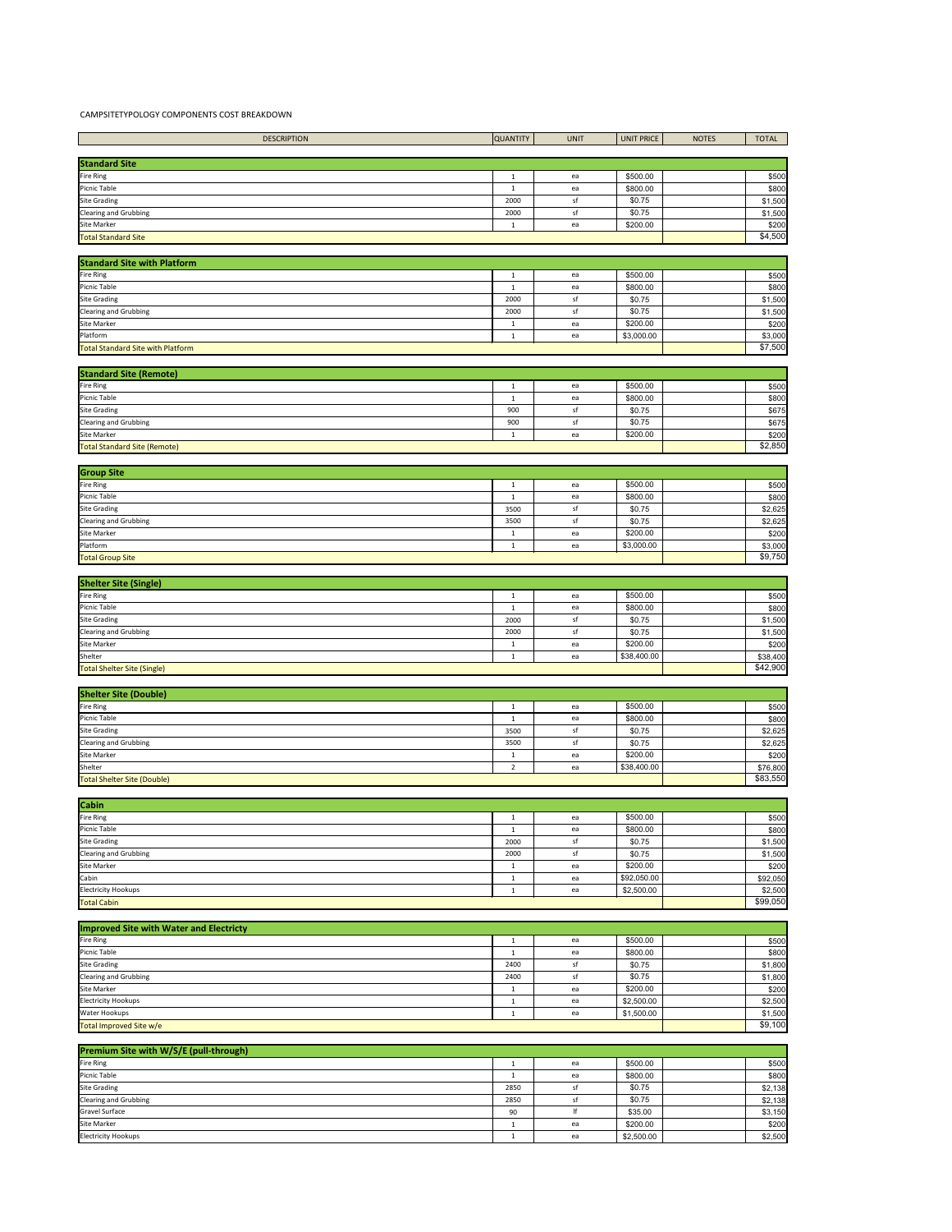CAMPSITETYPOLOGY COMPONENTS COST BREAKDOWN

| DESCRIPTION | QUANTITY | UNIT | UNIT PRICE | NOTES | TOTAL |
|---|---|---|---|---|---|
| **Standard Site** | | | | | |
| Fire Ring | 1 | ea | $500.00 | | $500 |
| Picnic Table | 1 | ea | $800.00 | | $800 |
| Site Grading | 2000 | sf | $0.75 | | $1,500 |
| Clearing and Grubbing | 2000 | sf | $0.75 | | $1,500 |
| Site Marker | 1 | ea | $200.00 | | $200 |
| Total Standard Site | | | | | $4,500 |
| **Standard Site with Platform** | | | | | |
| Fire Ring | 1 | ea | $500.00 | | $500 |
| Picnic Table | 1 | ea | $800.00 | | $800 |
| Site Grading | 2000 | sf | $0.75 | | $1,500 |
| Clearing and Grubbing | 2000 | sf | $0.75 | | $1,500 |
| Site Marker | 1 | ea | $200.00 | | $200 |
| Platform | 1 | ea | $3,000.00 | | $3,000 |
| Total Standard Site with Platform | | | | | $7,500 |
| **Standard Site (Remote)** | | | | | |
| Fire Ring | 1 | ea | $500.00 | | $500 |
| Picnic Table | 1 | ea | $800.00 | | $800 |
| Site Grading | 900 | sf | $0.75 | | $675 |
| Clearing and Grubbing | 900 | sf | $0.75 | | $675 |
| Site Marker | 1 | ea | $200.00 | | $200 |
| Total Standard Site (Remote) | | | | | $2,850 |
| **Group Site** | | | | | |
| Fire Ring | 1 | ea | $500.00 | | $500 |
| Picnic Table | 1 | ea | $800.00 | | $800 |
| Site Grading | 3500 | sf | $0.75 | | $2,625 |
| Clearing and Grubbing | 3500 | sf | $0.75 | | $2,625 |
| Site Marker | 1 | ea | $200.00 | | $200 |
| Platform | 1 | ea | $3,000.00 | | $3,000 |
| Total Group Site | | | | | $9,750 |
| **Shelter Site (Single)** | | | | | |
| Fire Ring | 1 | ea | $500.00 | | $500 |
| Picnic Table | 1 | ea | $800.00 | | $800 |
| Site Grading | 2000 | sf | $0.75 | | $1,500 |
| Clearing and Grubbing | 2000 | sf | $0.75 | | $1,500 |
| Site Marker | 1 | ea | $200.00 | | $200 |
| Shelter | 1 | ea | $38,400.00 | | $38,400 |
| Total Shelter Site (Single) | | | | | $42,900 |
| **Shelter Site (Double)** | | | | | |
| Fire Ring | 1 | ea | $500.00 | | $500 |
| Picnic Table | 1 | ea | $800.00 | | $800 |
| Site Grading | 3500 | sf | $0.75 | | $2,625 |
| Clearing and Grubbing | 3500 | sf | $0.75 | | $2,625 |
| Site Marker | 1 | ea | $200.00 | | $200 |
| Shelter | 2 | ea | $38,400.00 | | $76,800 |
| Total Shelter Site (Double) | | | | | $83,550 |
| **Cabin** | | | | | |
| Fire Ring | 1 | ea | $500.00 | | $500 |
| Picnic Table | 1 | ea | $800.00 | | $800 |
| Site Grading | 2000 | sf | $0.75 | | $1,500 |
| Clearing and Grubbing | 2000 | sf | $0.75 | | $1,500 |
| Site Marker | 1 | ea | $200.00 | | $200 |
| Cabin | 1 | ea | $92,050.00 | | $92,050 |
| Electricity Hookups | 1 | ea | $2,500.00 | | $2,500 |
| Total Cabin | | | | | $99,050 |
| **Improved Site with Water and Electricty** | | | | | |
| Fire Ring | 1 | ea | $500.00 | | $500 |
| Picnic Table | 1 | ea | $800.00 | | $800 |
| Site Grading | 2400 | sf | $0.75 | | $1,800 |
| Clearing and Grubbing | 2400 | sf | $0.75 | | $1,800 |
| Site Marker | 1 | ea | $200.00 | | $200 |
| Electricity Hookups | 1 | ea | $2,500.00 | | $2,500 |
| Water Hookups | 1 | ea | $1,500.00 | | $1,500 |
| Total Improved Site w/e | | | | | $9,100 |
| **Premium Site with W/S/E (pull-through)** | | | | | |
| Fire Ring | 1 | ea | $500.00 | | $500 |
| Picnic Table | 1 | ea | $800.00 | | $800 |
| Site Grading | 2850 | sf | $0.75 | | $2,138 |
| Clearing and Grubbing | 2850 | sf | $0.75 | | $2,138 |
| Gravel Surface | 90 | lf | $35.00 | | $3,150 |
| Site Marker | 1 | ea | $200.00 | | $200 |
| Electricity Hookups | 1 | ea | $2,500.00 | | $2,500 |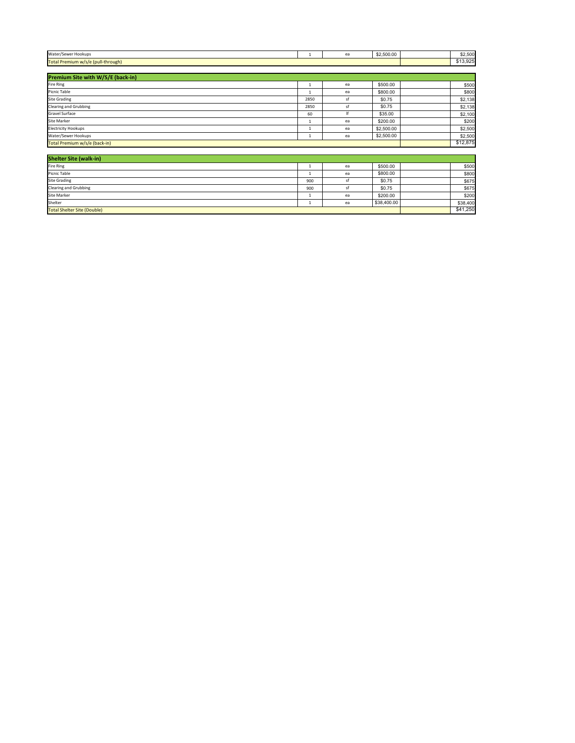| Item | Qty | Unit | Unit Cost | | Total |
|---|---|---|---|---|---|
| Water/Sewer Hookups | 1 | ea | $2,500.00 | | $2,500 |
| Total Premium w/s/e (pull-through) | | | | | $13,925 |

| Premium Site with W/S/E (back-in) | | | | | |
|---|---|---|---|---|---|
| Fire Ring | 1 | ea | $500.00 | | $500 |
| Picnic Table | 1 | ea | $800.00 | | $800 |
| Site Grading | 2850 | sf | $0.75 | | $2,138 |
| Clearing and Grubbing | 2850 | sf | $0.75 | | $2,138 |
| Gravel Surface | 60 | lf | $35.00 | | $2,100 |
| Site Marker | 1 | ea | $200.00 | | $200 |
| Electricity Hookups | 1 | ea | $2,500.00 | | $2,500 |
| Water/Sewer Hookups | 1 | ea | $2,500.00 | | $2,500 |
| Total Premium w/s/e (back-in) | | | | | $12,875 |

| Shelter Site (walk-in) | | | | | |
|---|---|---|---|---|---|
| Fire Ring | 1 | ea | $500.00 | | $500 |
| Picnic Table | 1 | ea | $800.00 | | $800 |
| Site Grading | 900 | sf | $0.75 | | $675 |
| Clearing and Grubbing | 900 | sf | $0.75 | | $675 |
| Site Marker | 1 | ea | $200.00 | | $200 |
| Shelter | 1 | ea | $38,400.00 | | $38,400 |
| Total Shelter Site (Double) | | | | | $41,250 |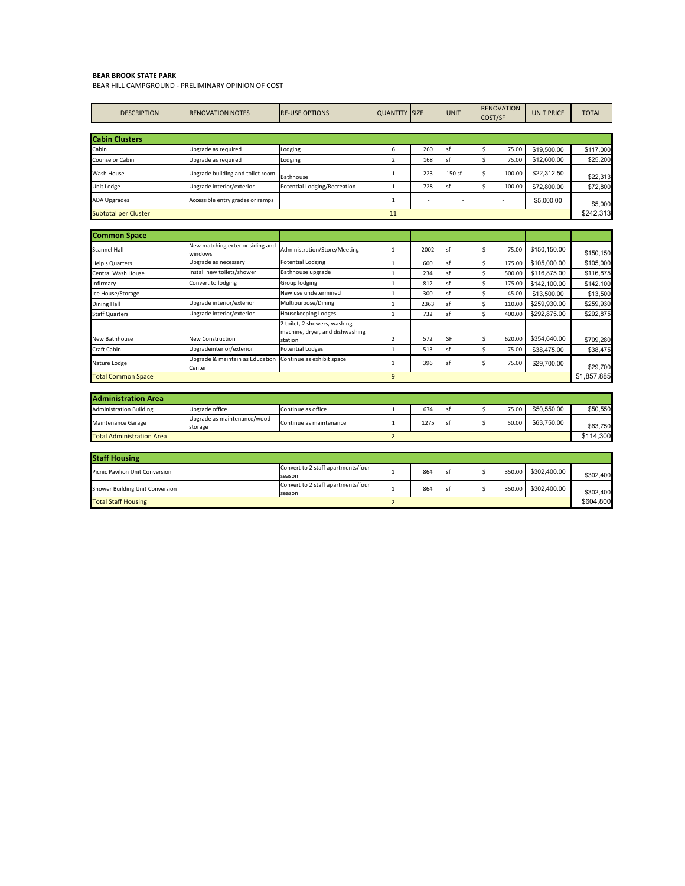**BEAR BROOK STATE PARK**

BEAR HILL CAMPGROUND - PRELIMINARY OPINION OF COST

| DESCRIPTION | RENOVATION NOTES | RE-USE OPTIONS | QUANTITY | SIZE | UNIT | RENOVATION COST/SF | UNIT PRICE | TOTAL |
|---|---|---|---|---|---|---|---|---|
| **Cabin Clusters** | | | | | | | | |
| Cabin | Upgrade as required | Lodging | 6 | 260 | sf | $ 75.00 | $19,500.00 | $117,000 |
| Counselor Cabin | Upgrade as required | Lodging | 2 | 168 | sf | $ 75.00 | $12,600.00 | $25,200 |
| Wash House | Upgrade building and toilet room | Bathhouse | 1 | 223 | 150 sf | $ 100.00 | $22,312.50 | $22,313 |
| Unit Lodge | Upgrade interior/exterior | Potential Lodging/Recreation | 1 | 728 | sf | $ 100.00 | $72,800.00 | $72,800 |
| ADA Upgrades | Accessible entry grades or ramps | | 1 | - | - | - | $5,000.00 | $5,000 |
| Subtotal per Cluster | | | 11 | | | | | $242,313 |
| **Common Space** | | | | | | | | |
| Scannel Hall | New matching exterior siding and windows | Administration/Store/Meeting | 1 | 2002 | sf | $ 75.00 | $150,150.00 | $150,150 |
| Help's Quarters | Upgrade as necessary | Potential Lodging | 1 | 600 | sf | $ 175.00 | $105,000.00 | $105,000 |
| Central Wash House | Install new toilets/shower | Bathhouse upgrade | 1 | 234 | sf | $ 500.00 | $116,875.00 | $116,875 |
| Infirmary | Convert to lodging | Group lodging | 1 | 812 | sf | $ 175.00 | $142,100.00 | $142,100 |
| Ice House/Storage | | New use undetermined | 1 | 300 | sf | $ 45.00 | $13,500.00 | $13,500 |
| Dining Hall | Upgrade interior/exterior | Multipurpose/Dining | 1 | 2363 | sf | $ 110.00 | $259,930.00 | $259,930 |
| Staff Quarters | Upgrade interior/exterior | Housekeeping Lodges | 1 | 732 | sf | $ 400.00 | $292,875.00 | $292,875 |
| New Bathhouse | New Construction | 2 toilet, 2 showers, washing machine, dryer, and dishwashing station | 2 | 572 | SF | $ 620.00 | $354,640.00 | $709,280 |
| Craft Cabin | Upgradeinterior/exterior | Potential Lodges | 1 | 513 | sf | $ 75.00 | $38,475.00 | $38,475 |
| Nature Lodge | Upgrade & maintain as Education Center | Continue as exhibit space | 1 | 396 | sf | $ 75.00 | $29,700.00 | $29,700 |
| Total Common Space | | | 9 | | | | | $1,857,885 |
| **Administration Area** | | | | | | | | |
| Administration Building | Upgrade office | Continue as office | 1 | 674 | sf | $ 75.00 | $50,550.00 | $50,550 |
| Maintenance Garage | Upgrade as maintenance/wood storage | Continue as maintenance | 1 | 1275 | sf | $ 50.00 | $63,750.00 | $63,750 |
| Total Administration Area | | | 2 | | | | | $114,300 |
| **Staff Housing** | | | | | | | | |
| Picnic Pavilion Unit Conversion | | Convert to 2 staff apartments/four season | 1 | 864 | sf | $ 350.00 | $302,400.00 | $302,400 |
| Shower Building Unit Conversion | | Convert to 2 staff apartments/four season | 1 | 864 | sf | $ 350.00 | $302,400.00 | $302,400 |
| Total Staff Housing | | | 2 | | | | | $604,800 |